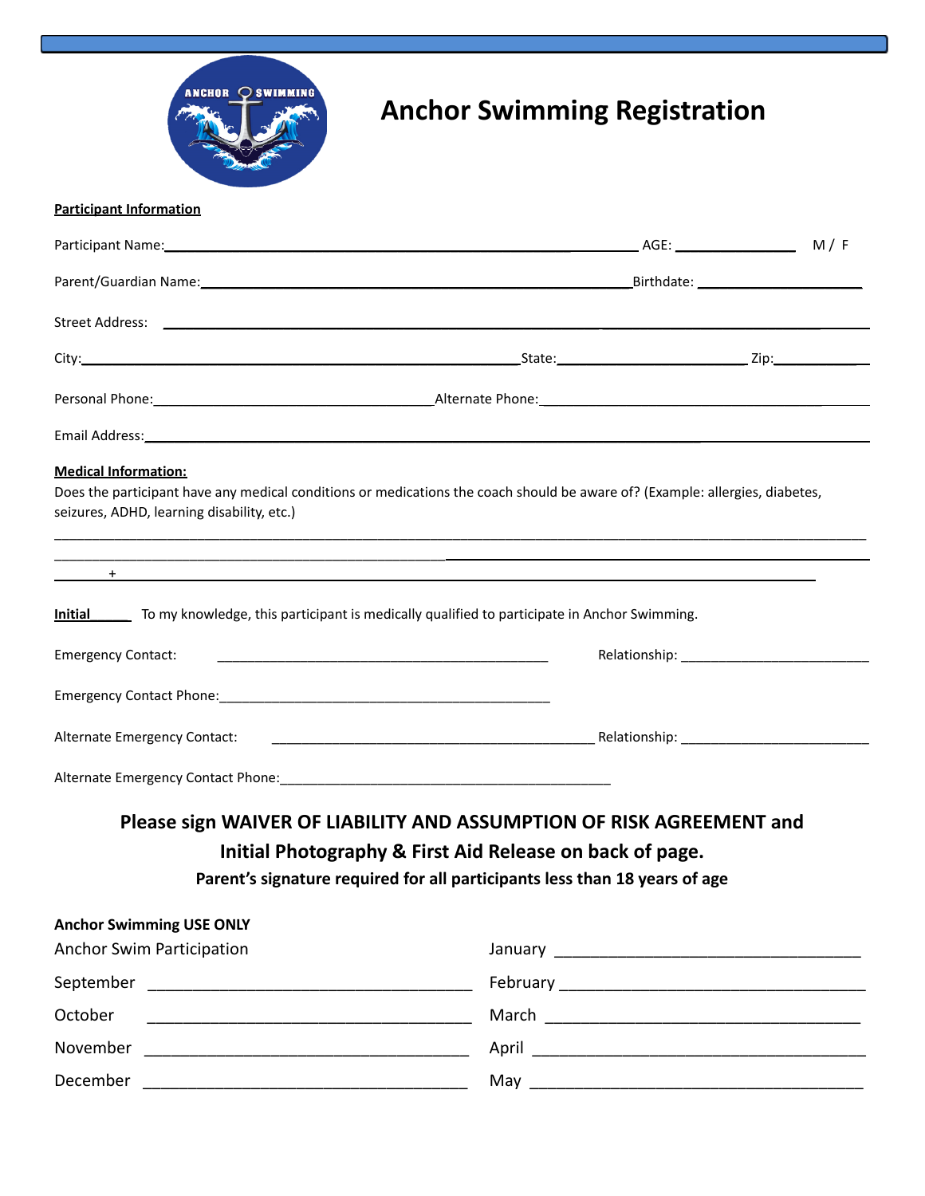# Anchor Swimming Registration

**Participant Information**

Participant Name:_______________________________________________ AGE: ____________ M / F

Parent/Guardian Name:_____________________________________________Birthdate: ________________

Street Address: ____________________________________________________________________

City:_____________________________________State:__________________ Zip:__________

Personal Phone:___________________________Alternate Phone:_____________________________

Email Address:______________________________________________________________________

**Medical Information:**

Does the participant have any medical conditions or medications the coach should be aware of? (Example: allergies, diabetes, seizures, ADHD, learning disability, etc.)

_____________________________________________________________________________________

_____________________________________________________________________________________

_______ + ___________________________________________________________________________

**Initial**______ To my knowledge, this participant is medically qualified to participate in Anchor Swimming.

Emergency Contact: ___________________________________ Relationship: ____________________

Emergency Contact Phone:___________________________________

Alternate Emergency Contact: ___________________________________ Relationship: ____________________

Alternate Emergency Contact Phone:___________________________________

## Please sign WAIVER OF LIABILITY AND ASSUMPTION OF RISK AGREEMENT and Initial Photography & First Aid Release on back of page.

**Parent's signature required for all participants less than 18 years of age**

**Anchor Swimming USE ONLY**

Anchor Swim Participation

September ______________________________

October ______________________________

November ______________________________

December ______________________________

January ______________________________

February ______________________________

March ______________________________

April ______________________________

May ______________________________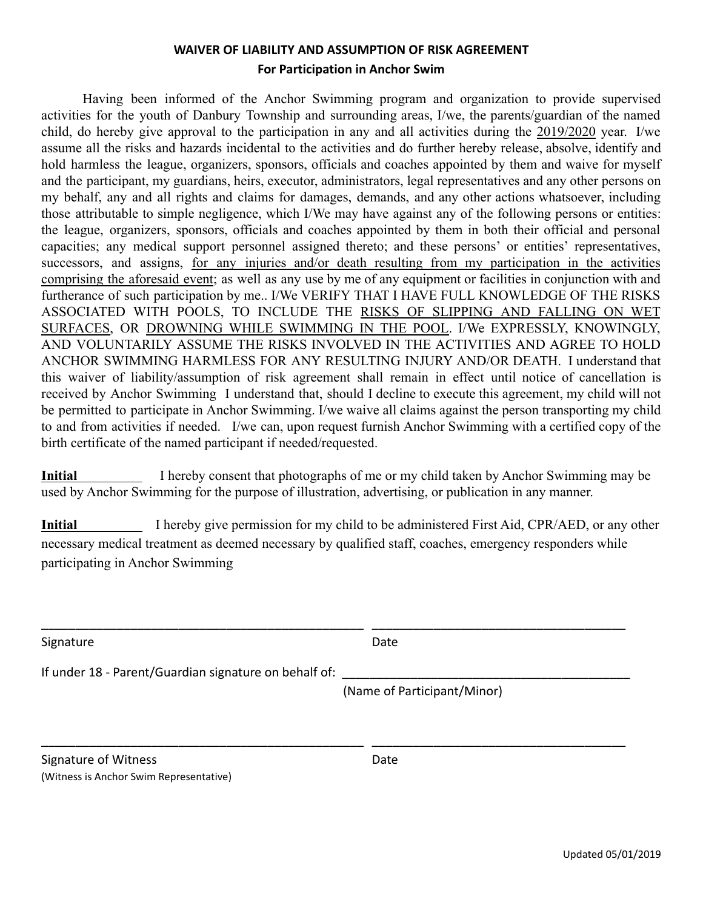## WAIVER OF LIABILITY AND ASSUMPTION OF RISK AGREEMENT
### For Participation in Anchor Swim

Having been informed of the Anchor Swimming program and organization to provide supervised activities for the youth of Danbury Township and surrounding areas, I/we, the parents/guardian of the named child, do hereby give approval to the participation in any and all activities during the <u>2019/2020</u> year. I/we assume all the risks and hazards incidental to the activities and do further hereby release, absolve, identify and hold harmless the league, organizers, sponsors, officials and coaches appointed by them and waive for myself and the participant, my guardians, heirs, executor, administrators, legal representatives and any other persons on my behalf, any and all rights and claims for damages, demands, and any other actions whatsoever, including those attributable to simple negligence, which I/We may have against any of the following persons or entities: the league, organizers, sponsors, officials and coaches appointed by them in both their official and personal capacities; any medical support personnel assigned thereto; and these persons' or entities' representatives, successors, and assigns, <u>for any injuries and/or death resulting from my participation in the activities comprising the aforesaid event</u>; as well as any use by me of any equipment or facilities in conjunction with and furtherance of such participation by me.. I/We VERIFY THAT I HAVE FULL KNOWLEDGE OF THE RISKS ASSOCIATED WITH POOLS, TO INCLUDE THE <u>RISKS OF SLIPPING AND FALLING ON WET SURFACES</u>, OR <u>DROWNING WHILE SWIMMING IN THE POOL</u>. I/We EXPRESSLY, KNOWINGLY, AND VOLUNTARILY ASSUME THE RISKS INVOLVED IN THE ACTIVITIES AND AGREE TO HOLD ANCHOR SWIMMING HARMLESS FOR ANY RESULTING INJURY AND/OR DEATH. I understand that this waiver of liability/assumption of risk agreement shall remain in effect until notice of cancellation is received by Anchor Swimming I understand that, should I decline to execute this agreement, my child will not be permitted to participate in Anchor Swimming. I/we waive all claims against the person transporting my child to and from activities if needed. I/we can, upon request furnish Anchor Swimming with a certified copy of the birth certificate of the named participant if needed/requested.

**Initial** __________ I hereby consent that photographs of me or my child taken by Anchor Swimming may be used by Anchor Swimming for the purpose of illustration, advertising, or publication in any manner.

**Initial** __________ I hereby give permission for my child to be administered First Aid, CPR/AED, or any other necessary medical treatment as deemed necessary by qualified staff, coaches, emergency responders while participating in Anchor Swimming

______________________________________________ ______________________________________

Signature Date

If under 18 - Parent/Guardian signature on behalf of: ________________________________________

(Name of Participant/Minor)

______________________________________________ ______________________________________

Signature of Witness Date

(Witness is Anchor Swim Representative)

Updated 05/01/2019